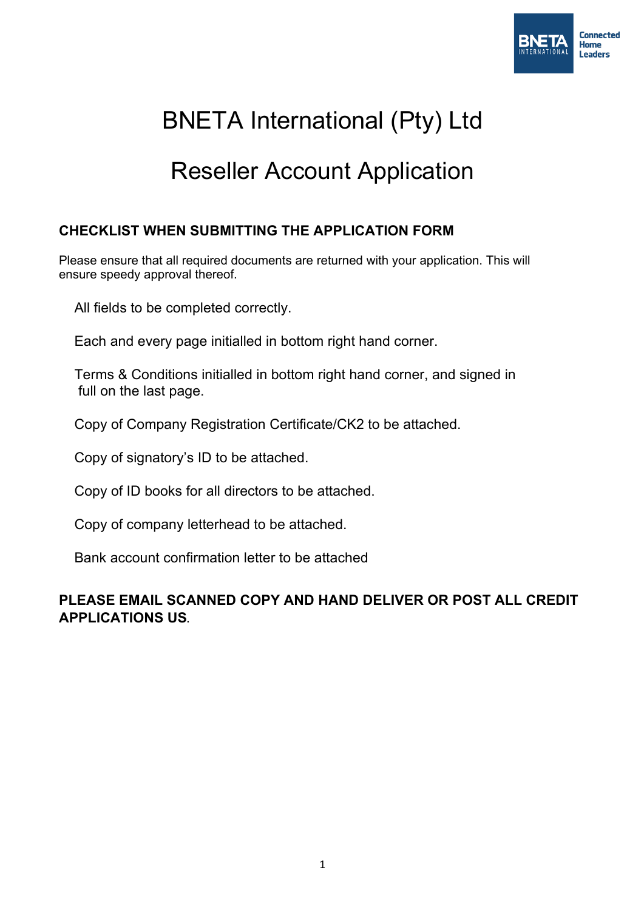# BNETA International (Pty) Ltd

# Reseller Account Application

## CHECKLIST WHEN SUBMITTING THE APPLICATION FORM

Please ensure that all required documents are returned with your application. This will ensure speedy approval thereof.

- All fields to be completed correctly.
- Each and every page initialled in bottom right hand corner.
- Terms & Conditions initialled in bottom right hand corner, and signed in full on the last page.
- Copy of Company Registration Certificate/CK2 to be attached.
- Copy of signatory's ID to be attached.
- Copy of ID books for all directors to be attached.
- Copy of company letterhead to be attached.
- Bank account confirmation letter to be attached

**PLEASE EMAIL SCANNED COPY AND HAND DELIVER OR POST ALL CREDIT APPLICATIONS US**.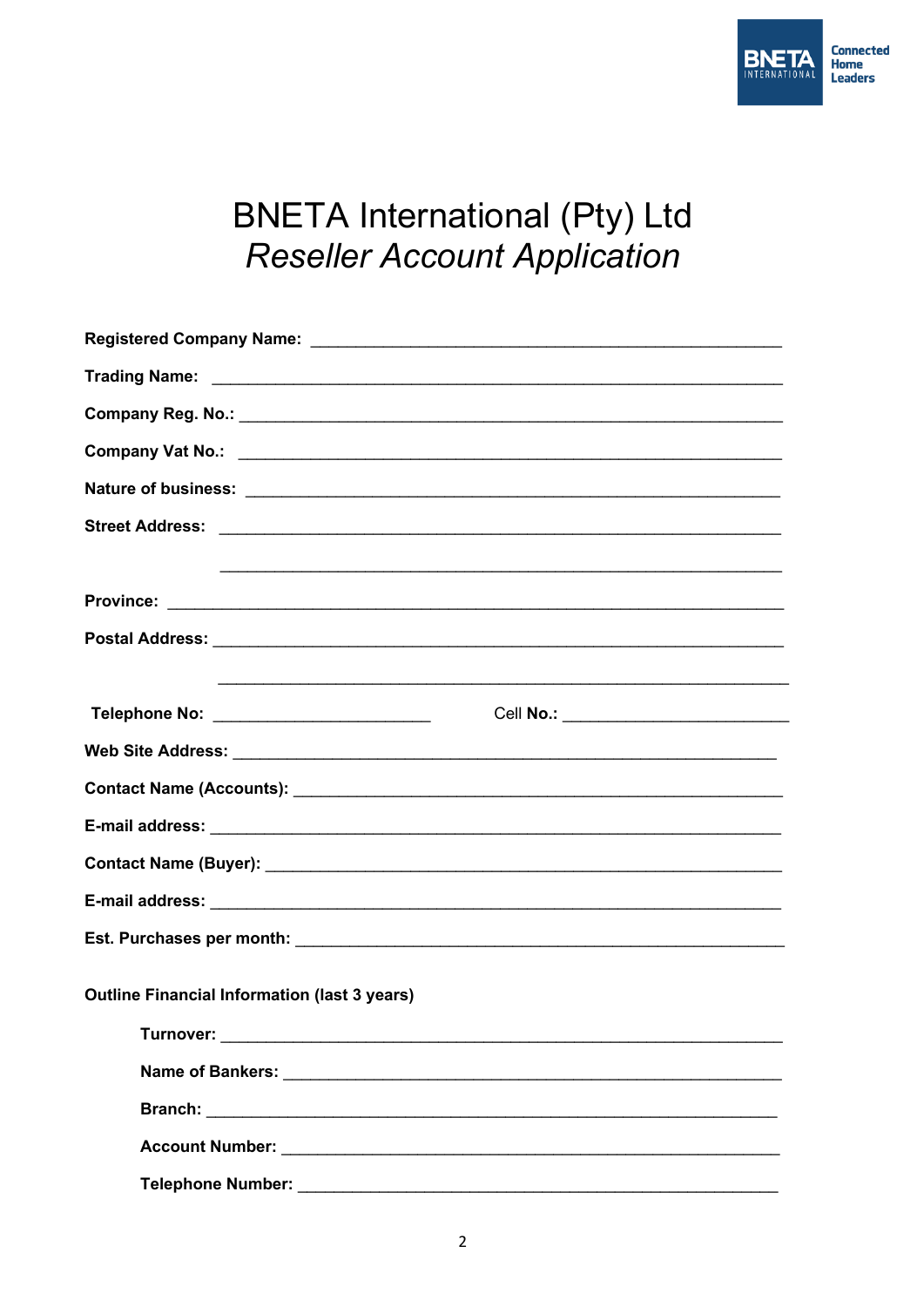# BNETA International (Pty) Ltd
## *Reseller Account Application*

**Registered Company Name:** ______________________________________________

**Trading Name:** ______________________________________________

**Company Reg. No.:** ______________________________________________

**Company Vat No.:** ______________________________________________

**Nature of business:** ______________________________________________

**Street Address:** ______________________________________________

______________________________________________

**Province:** ______________________________________________

**Postal Address:** ______________________________________________

______________________________________________

**Telephone No:** ______________________ Cell **No.:** ______________________

**Web Site Address:** ______________________________________________

**Contact Name (Accounts):** ______________________________________________

**E-mail address:** ______________________________________________

**Contact Name (Buyer):** ______________________________________________

**E-mail address:** ______________________________________________

**Est. Purchases per month:** ______________________________________________

**Outline Financial Information (last 3 years)**

**Turnover:** ______________________________________________

**Name of Bankers:** ______________________________________________

**Branch:** ______________________________________________

**Account Number:** ______________________________________________

**Telephone Number:** ______________________________________________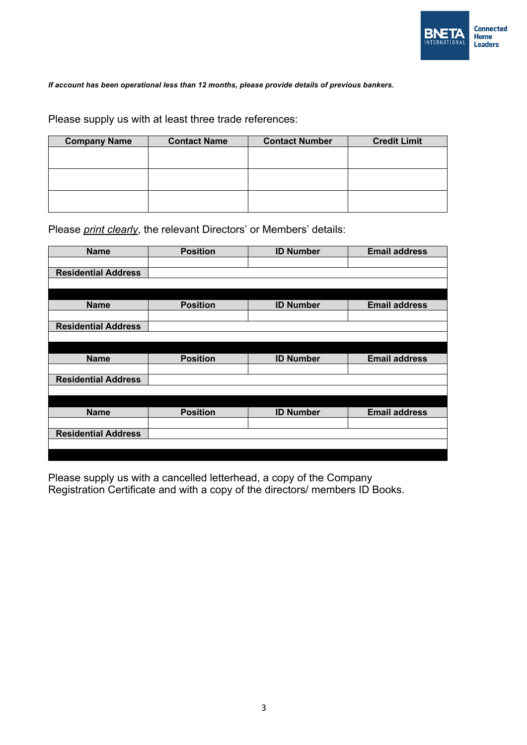***If account has been operational less than 12 months, please provide details of previous bankers.***

Please supply us with at least three trade references:

| Company Name | Contact Name | Contact Number | Credit Limit |
|---|---|---|---|
| | | | |
| | | | |
| | | | |

Please *print clearly*, the relevant Directors' or Members' details:

| Name | Position | ID Number | Email address |
|---|---|---|---|
| | | | |
| **Residential Address** | | | |
| | | | |

| Name | Position | ID Number | Email address |
|---|---|---|---|
| | | | |
| **Residential Address** | | | |
| | | | |

| Name | Position | ID Number | Email address |
|---|---|---|---|
| | | | |
| **Residential Address** | | | |
| | | | |

| Name | Position | ID Number | Email address |
|---|---|---|---|
| | | | |
| **Residential Address** | | | |
| | | | |

Please supply us with a cancelled letterhead, a copy of the Company Registration Certificate and with a copy of the directors/ members ID Books.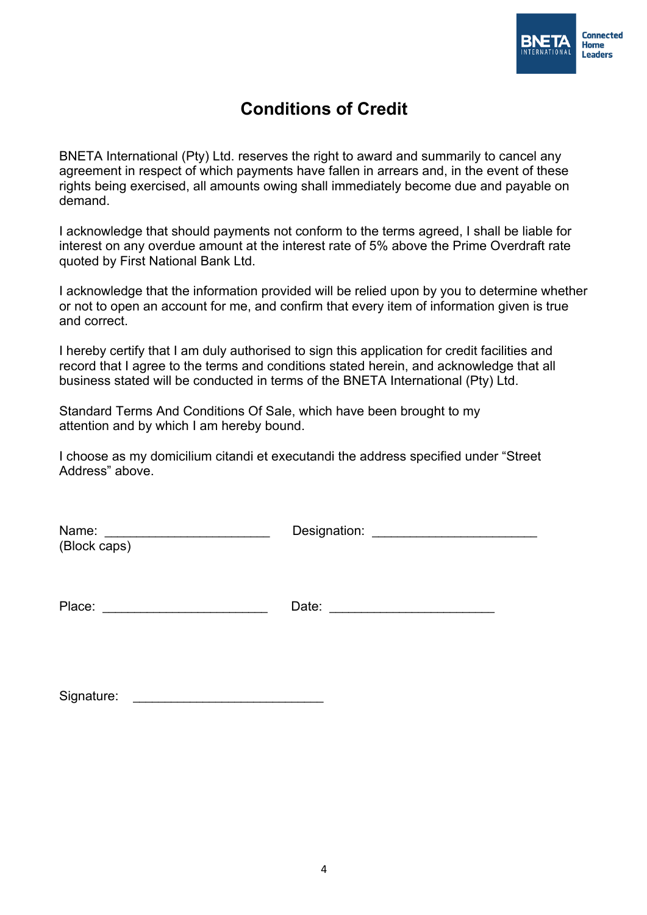# Conditions of Credit

BNETA International (Pty) Ltd. reserves the right to award and summarily to cancel any agreement in respect of which payments have fallen in arrears and, in the event of these rights being exercised, all amounts owing shall immediately become due and payable on demand.

I acknowledge that should payments not conform to the terms agreed, I shall be liable for interest on any overdue amount at the interest rate of 5% above the Prime Overdraft rate quoted by First National Bank Ltd.

I acknowledge that the information provided will be relied upon by you to determine whether or not to open an account for me, and confirm that every item of information given is true and correct.

I hereby certify that I am duly authorised to sign this application for credit facilities and record that I agree to the terms and conditions stated herein, and acknowledge that all business stated will be conducted in terms of the BNETA International (Pty) Ltd.

Standard Terms And Conditions Of Sale, which have been brought to my attention and by which I am hereby bound.

I choose as my domicilium citandi et executandi the address specified under “Street Address” above.

Name: ______________________ Designation: ______________________
(Block caps)

Place: ______________________ Date: ______________________

Signature: __________________________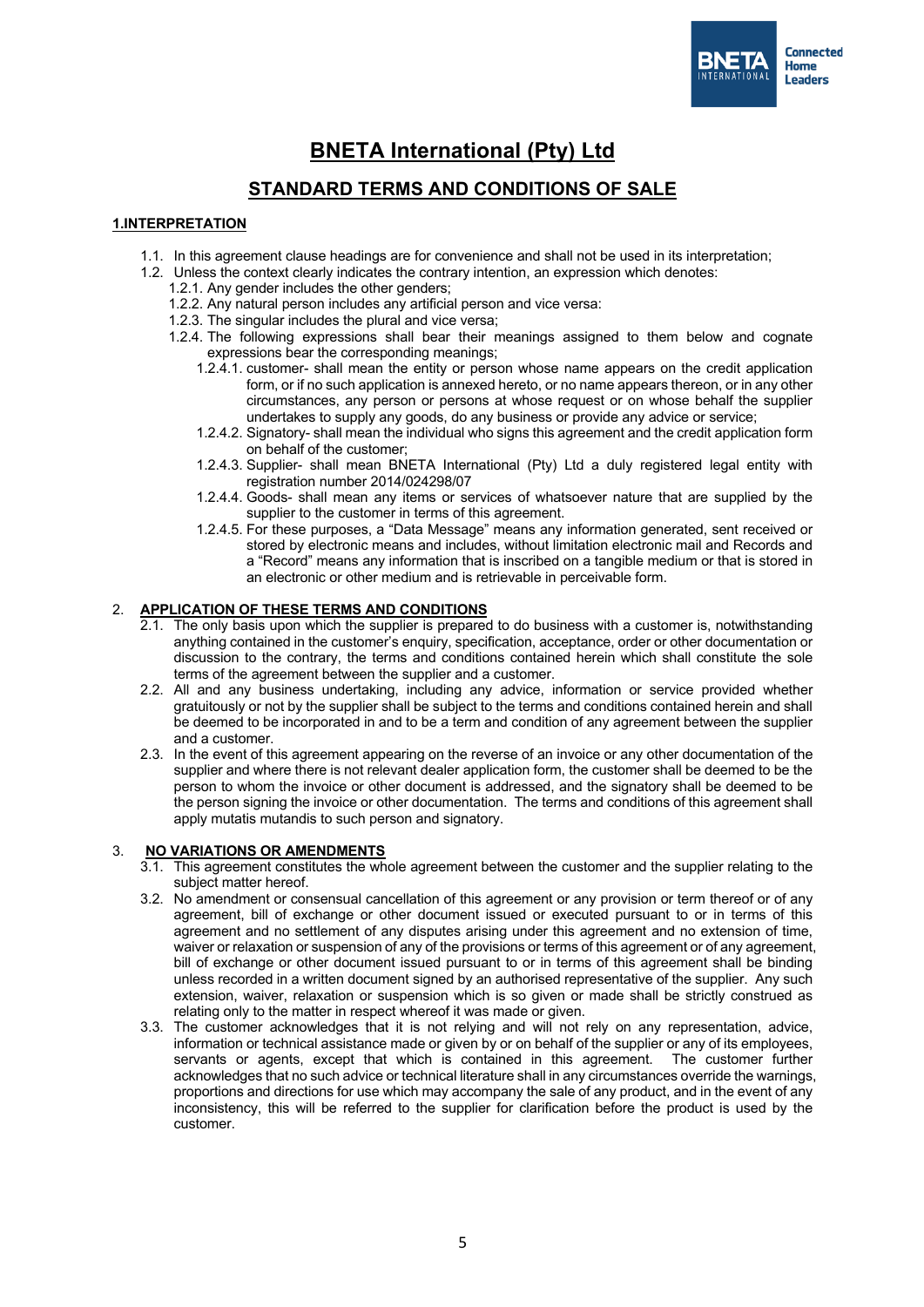# BNETA International (Pty) Ltd

## STANDARD TERMS AND CONDITIONS OF SALE

### 1.INTERPRETATION

1.1. In this agreement clause headings are for convenience and shall not be used in its interpretation;

1.2. Unless the context clearly indicates the contrary intention, an expression which denotes:

- 1.2.1. Any gender includes the other genders;
- 1.2.2. Any natural person includes any artificial person and vice versa:
- 1.2.3. The singular includes the plural and vice versa;
- 1.2.4. The following expressions shall bear their meanings assigned to them below and cognate expressions bear the corresponding meanings;
  - 1.2.4.1. customer- shall mean the entity or person whose name appears on the credit application form, or if no such application is annexed hereto, or no name appears thereon, or in any other circumstances, any person or persons at whose request or on whose behalf the supplier undertakes to supply any goods, do any business or provide any advice or service;
  - 1.2.4.2. Signatory- shall mean the individual who signs this agreement and the credit application form on behalf of the customer;
  - 1.2.4.3. Supplier- shall mean BNETA International (Pty) Ltd a duly registered legal entity with registration number 2014/024298/07
  - 1.2.4.4. Goods- shall mean any items or services of whatsoever nature that are supplied by the supplier to the customer in terms of this agreement.
  - 1.2.4.5. For these purposes, a "Data Message" means any information generated, sent received or stored by electronic means and includes, without limitation electronic mail and Records and a "Record" means any information that is inscribed on a tangible medium or that is stored in an electronic or other medium and is retrievable in perceivable form.

### 2. APPLICATION OF THESE TERMS AND CONDITIONS

2.1. The only basis upon which the supplier is prepared to do business with a customer is, notwithstanding anything contained in the customer's enquiry, specification, acceptance, order or other documentation or discussion to the contrary, the terms and conditions contained herein which shall constitute the sole terms of the agreement between the supplier and a customer.

2.2. All and any business undertaking, including any advice, information or service provided whether gratuitously or not by the supplier shall be subject to the terms and conditions contained herein and shall be deemed to be incorporated in and to be a term and condition of any agreement between the supplier and a customer.

2.3. In the event of this agreement appearing on the reverse of an invoice or any other documentation of the supplier and where there is not relevant dealer application form, the customer shall be deemed to be the person to whom the invoice or other document is addressed, and the signatory shall be deemed to be the person signing the invoice or other documentation. The terms and conditions of this agreement shall apply mutatis mutandis to such person and signatory.

### 3. NO VARIATIONS OR AMENDMENTS

3.1. This agreement constitutes the whole agreement between the customer and the supplier relating to the subject matter hereof.

3.2. No amendment or consensual cancellation of this agreement or any provision or term thereof or of any agreement, bill of exchange or other document issued or executed pursuant to or in terms of this agreement and no settlement of any disputes arising under this agreement and no extension of time, waiver or relaxation or suspension of any of the provisions or terms of this agreement or of any agreement, bill of exchange or other document issued pursuant to or in terms of this agreement shall be binding unless recorded in a written document signed by an authorised representative of the supplier. Any such extension, waiver, relaxation or suspension which is so given or made shall be strictly construed as relating only to the matter in respect whereof it was made or given.

3.3. The customer acknowledges that it is not relying and will not rely on any representation, advice, information or technical assistance made or given by or on behalf of the supplier or any of its employees, servants or agents, except that which is contained in this agreement. The customer further acknowledges that no such advice or technical literature shall in any circumstances override the warnings, proportions and directions for use which may accompany the sale of any product, and in the event of any inconsistency, this will be referred to the supplier for clarification before the product is used by the customer.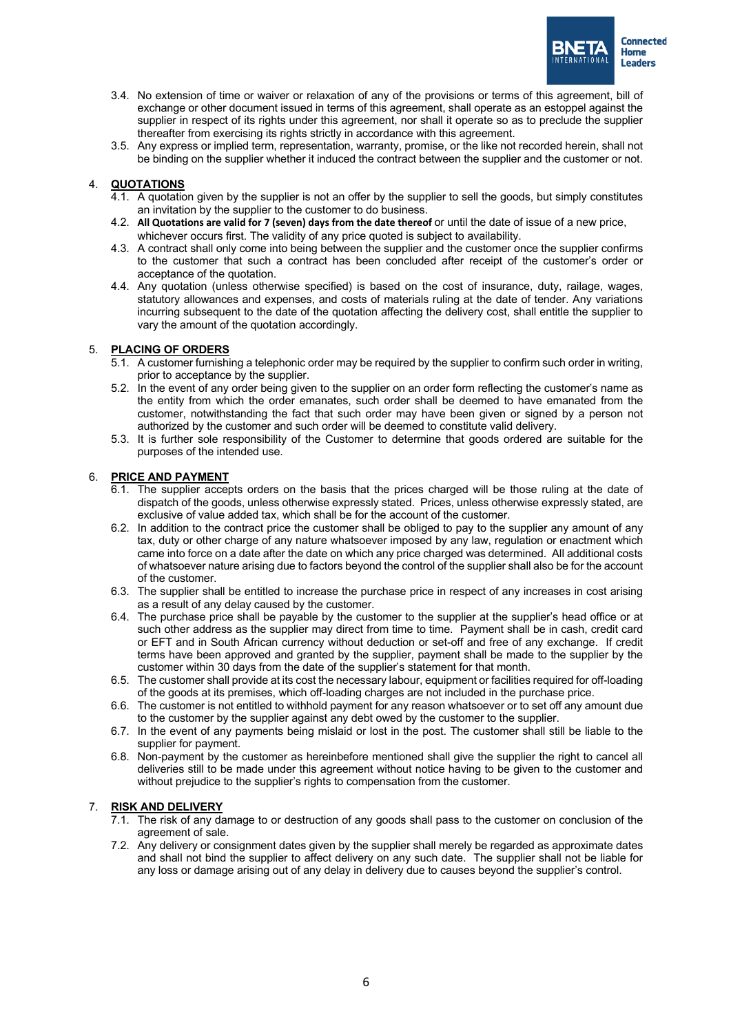3.4. No extension of time or waiver or relaxation of any of the provisions or terms of this agreement, bill of exchange or other document issued in terms of this agreement, shall operate as an estoppel against the supplier in respect of its rights under this agreement, nor shall it operate so as to preclude the supplier thereafter from exercising its rights strictly in accordance with this agreement.

3.5. Any express or implied term, representation, warranty, promise, or the like not recorded herein, shall not be binding on the supplier whether it induced the contract between the supplier and the customer or not.

## 4. QUOTATIONS

4.1. A quotation given by the supplier is not an offer by the supplier to sell the goods, but simply constitutes an invitation by the supplier to the customer to do business.

4.2. **All Quotations are valid for 7 (seven) days from the date thereof** or until the date of issue of a new price, whichever occurs first. The validity of any price quoted is subject to availability.

4.3. A contract shall only come into being between the supplier and the customer once the supplier confirms to the customer that such a contract has been concluded after receipt of the customer's order or acceptance of the quotation.

4.4. Any quotation (unless otherwise specified) is based on the cost of insurance, duty, railage, wages, statutory allowances and expenses, and costs of materials ruling at the date of tender. Any variations incurring subsequent to the date of the quotation affecting the delivery cost, shall entitle the supplier to vary the amount of the quotation accordingly.

## 5. PLACING OF ORDERS

5.1. A customer furnishing a telephonic order may be required by the supplier to confirm such order in writing, prior to acceptance by the supplier.

5.2. In the event of any order being given to the supplier on an order form reflecting the customer's name as the entity from which the order emanates, such order shall be deemed to have emanated from the customer, notwithstanding the fact that such order may have been given or signed by a person not authorized by the customer and such order will be deemed to constitute valid delivery.

5.3. It is further sole responsibility of the Customer to determine that goods ordered are suitable for the purposes of the intended use.

## 6. PRICE AND PAYMENT

6.1. The supplier accepts orders on the basis that the prices charged will be those ruling at the date of dispatch of the goods, unless otherwise expressly stated. Prices, unless otherwise expressly stated, are exclusive of value added tax, which shall be for the account of the customer.

6.2. In addition to the contract price the customer shall be obliged to pay to the supplier any amount of any tax, duty or other charge of any nature whatsoever imposed by any law, regulation or enactment which came into force on a date after the date on which any price charged was determined. All additional costs of whatsoever nature arising due to factors beyond the control of the supplier shall also be for the account of the customer.

6.3. The supplier shall be entitled to increase the purchase price in respect of any increases in cost arising as a result of any delay caused by the customer.

6.4. The purchase price shall be payable by the customer to the supplier at the supplier's head office or at such other address as the supplier may direct from time to time. Payment shall be in cash, credit card or EFT and in South African currency without deduction or set-off and free of any exchange. If credit terms have been approved and granted by the supplier, payment shall be made to the supplier by the customer within 30 days from the date of the supplier's statement for that month.

6.5. The customer shall provide at its cost the necessary labour, equipment or facilities required for off-loading of the goods at its premises, which off-loading charges are not included in the purchase price.

6.6. The customer is not entitled to withhold payment for any reason whatsoever or to set off any amount due to the customer by the supplier against any debt owed by the customer to the supplier.

6.7. In the event of any payments being mislaid or lost in the post. The customer shall still be liable to the supplier for payment.

6.8. Non-payment by the customer as hereinbefore mentioned shall give the supplier the right to cancel all deliveries still to be made under this agreement without notice having to be given to the customer and without prejudice to the supplier's rights to compensation from the customer.

## 7. RISK AND DELIVERY

7.1. The risk of any damage to or destruction of any goods shall pass to the customer on conclusion of the agreement of sale.

7.2. Any delivery or consignment dates given by the supplier shall merely be regarded as approximate dates and shall not bind the supplier to affect delivery on any such date. The supplier shall not be liable for any loss or damage arising out of any delay in delivery due to causes beyond the supplier's control.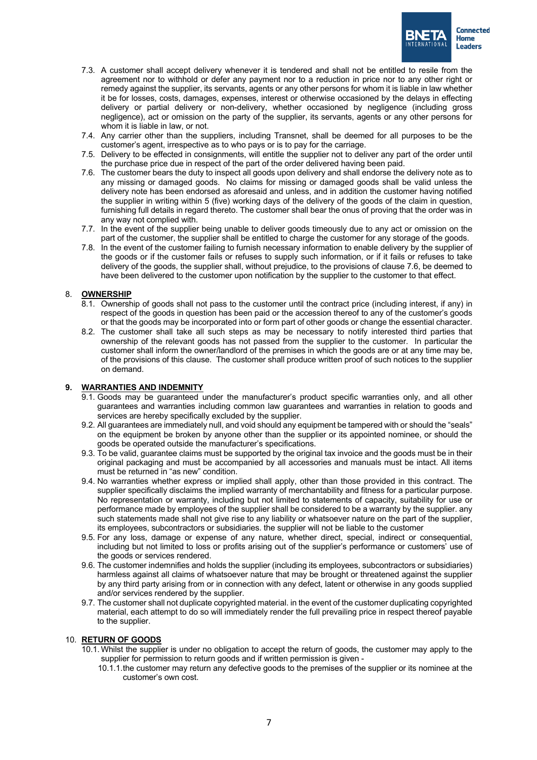7.3. A customer shall accept delivery whenever it is tendered and shall not be entitled to resile from the agreement nor to withhold or defer any payment nor to a reduction in price nor to any other right or remedy against the supplier, its servants, agents or any other persons for whom it is liable in law whether it be for losses, costs, damages, expenses, interest or otherwise occasioned by the delays in effecting delivery or partial delivery or non-delivery, whether occasioned by negligence (including gross negligence), act or omission on the party of the supplier, its servants, agents or any other persons for whom it is liable in law, or not.

7.4. Any carrier other than the suppliers, including Transnet, shall be deemed for all purposes to be the customer's agent, irrespective as to who pays or is to pay for the carriage.

7.5. Delivery to be effected in consignments, will entitle the supplier not to deliver any part of the order until the purchase price due in respect of the part of the order delivered having been paid.

7.6. The customer bears the duty to inspect all goods upon delivery and shall endorse the delivery note as to any missing or damaged goods. No claims for missing or damaged goods shall be valid unless the delivery note has been endorsed as aforesaid and unless, and in addition the customer having notified the supplier in writing within 5 (five) working days of the delivery of the goods of the claim in question, furnishing full details in regard thereto. The customer shall bear the onus of proving that the order was in any way not complied with.

7.7. In the event of the supplier being unable to deliver goods timeously due to any act or omission on the part of the customer, the supplier shall be entitled to charge the customer for any storage of the goods.

7.8. In the event of the customer failing to furnish necessary information to enable delivery by the supplier of the goods or if the customer fails or refuses to supply such information, or if it fails or refuses to take delivery of the goods, the supplier shall, without prejudice, to the provisions of clause 7.6, be deemed to have been delivered to the customer upon notification by the supplier to the customer to that effect.

## 8. OWNERSHIP

8.1. Ownership of goods shall not pass to the customer until the contract price (including interest, if any) in respect of the goods in question has been paid or the accession thereof to any of the customer's goods or that the goods may be incorporated into or form part of other goods or change the essential character.

8.2. The customer shall take all such steps as may be necessary to notify interested third parties that ownership of the relevant goods has not passed from the supplier to the customer. In particular the customer shall inform the owner/landlord of the premises in which the goods are or at any time may be, of the provisions of this clause. The customer shall produce written proof of such notices to the supplier on demand.

## 9. WARRANTIES AND INDEMNITY

9.1. Goods may be guaranteed under the manufacturer's product specific warranties only, and all other guarantees and warranties including common law guarantees and warranties in relation to goods and services are hereby specifically excluded by the supplier.

9.2. All guarantees are immediately null, and void should any equipment be tampered with or should the "seals" on the equipment be broken by anyone other than the supplier or its appointed nominee, or should the goods be operated outside the manufacturer's specifications.

9.3. To be valid, guarantee claims must be supported by the original tax invoice and the goods must be in their original packaging and must be accompanied by all accessories and manuals must be intact. All items must be returned in "as new" condition.

9.4. No warranties whether express or implied shall apply, other than those provided in this contract. The supplier specifically disclaims the implied warranty of merchantability and fitness for a particular purpose. No representation or warranty, including but not limited to statements of capacity, suitability for use or performance made by employees of the supplier shall be considered to be a warranty by the supplier. any such statements made shall not give rise to any liability or whatsoever nature on the part of the supplier, its employees, subcontractors or subsidiaries. the supplier will not be liable to the customer

9.5. For any loss, damage or expense of any nature, whether direct, special, indirect or consequential, including but not limited to loss or profits arising out of the supplier's performance or customers' use of the goods or services rendered.

9.6. The customer indemnifies and holds the supplier (including its employees, subcontractors or subsidiaries) harmless against all claims of whatsoever nature that may be brought or threatened against the supplier by any third party arising from or in connection with any defect, latent or otherwise in any goods supplied and/or services rendered by the supplier.

9.7. The customer shall not duplicate copyrighted material. in the event of the customer duplicating copyrighted material, each attempt to do so will immediately render the full prevailing price in respect thereof payable to the supplier.

## 10. RETURN OF GOODS

10.1. Whilst the supplier is under no obligation to accept the return of goods, the customer may apply to the supplier for permission to return goods and if written permission is given -

10.1.1. the customer may return any defective goods to the premises of the supplier or its nominee at the customer's own cost.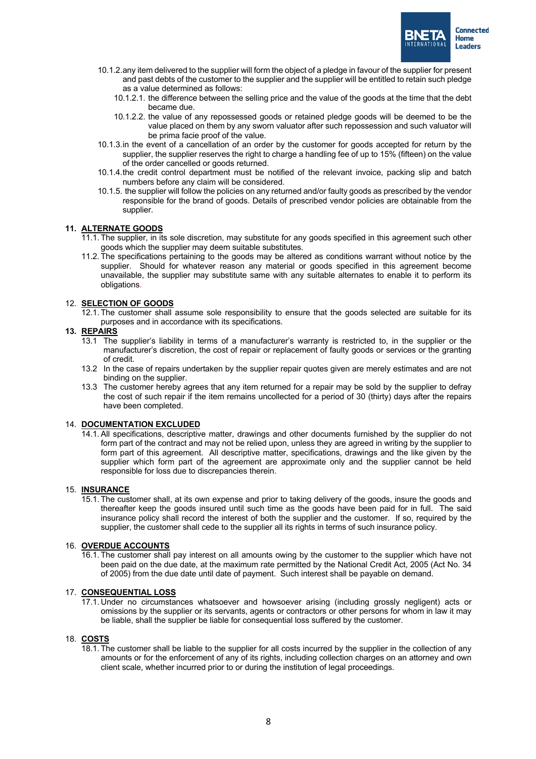10.1.2. any item delivered to the supplier will form the object of a pledge in favour of the supplier for present and past debts of the customer to the supplier and the supplier will be entitled to retain such pledge as a value determined as follows:

10.1.2.1. the difference between the selling price and the value of the goods at the time that the debt became due.

10.1.2.2. the value of any repossessed goods or retained pledge goods will be deemed to be the value placed on them by any sworn valuator after such repossession and such valuator will be prima facie proof of the value.

10.1.3. in the event of a cancellation of an order by the customer for goods accepted for return by the supplier, the supplier reserves the right to charge a handling fee of up to 15% (fifteen) on the value of the order cancelled or goods returned.

10.1.4. the credit control department must be notified of the relevant invoice, packing slip and batch numbers before any claim will be considered.

10.1.5. the supplier will follow the policies on any returned and/or faulty goods as prescribed by the vendor responsible for the brand of goods. Details of prescribed vendor policies are obtainable from the supplier.

## 11. ALTERNATE GOODS

11.1. The supplier, in its sole discretion, may substitute for any goods specified in this agreement such other goods which the supplier may deem suitable substitutes.

11.2. The specifications pertaining to the goods may be altered as conditions warrant without notice by the supplier. Should for whatever reason any material or goods specified in this agreement become unavailable, the supplier may substitute same with any suitable alternates to enable it to perform its obligations.

## 12. SELECTION OF GOODS

12.1. The customer shall assume sole responsibility to ensure that the goods selected are suitable for its purposes and in accordance with its specifications.

## 13. REPAIRS

13.1 The supplier's liability in terms of a manufacturer's warranty is restricted to, in the supplier or the manufacturer's discretion, the cost of repair or replacement of faulty goods or services or the granting of credit.

13.2 In the case of repairs undertaken by the supplier repair quotes given are merely estimates and are not binding on the supplier.

13.3 The customer hereby agrees that any item returned for a repair may be sold by the supplier to defray the cost of such repair if the item remains uncollected for a period of 30 (thirty) days after the repairs have been completed.

## 14. DOCUMENTATION EXCLUDED

14.1. All specifications, descriptive matter, drawings and other documents furnished by the supplier do not form part of the contract and may not be relied upon, unless they are agreed in writing by the supplier to form part of this agreement. All descriptive matter, specifications, drawings and the like given by the supplier which form part of the agreement are approximate only and the supplier cannot be held responsible for loss due to discrepancies therein.

## 15. INSURANCE

15.1. The customer shall, at its own expense and prior to taking delivery of the goods, insure the goods and thereafter keep the goods insured until such time as the goods have been paid for in full. The said insurance policy shall record the interest of both the supplier and the customer. If so, required by the supplier, the customer shall cede to the supplier all its rights in terms of such insurance policy.

## 16. OVERDUE ACCOUNTS

16.1. The customer shall pay interest on all amounts owing by the customer to the supplier which have not been paid on the due date, at the maximum rate permitted by the National Credit Act, 2005 (Act No. 34 of 2005) from the due date until date of payment. Such interest shall be payable on demand.

## 17. CONSEQUENTIAL LOSS

17.1. Under no circumstances whatsoever and howsoever arising (including grossly negligent) acts or omissions by the supplier or its servants, agents or contractors or other persons for whom in law it may be liable, shall the supplier be liable for consequential loss suffered by the customer.

## 18. COSTS

18.1. The customer shall be liable to the supplier for all costs incurred by the supplier in the collection of any amounts or for the enforcement of any of its rights, including collection charges on an attorney and own client scale, whether incurred prior to or during the institution of legal proceedings.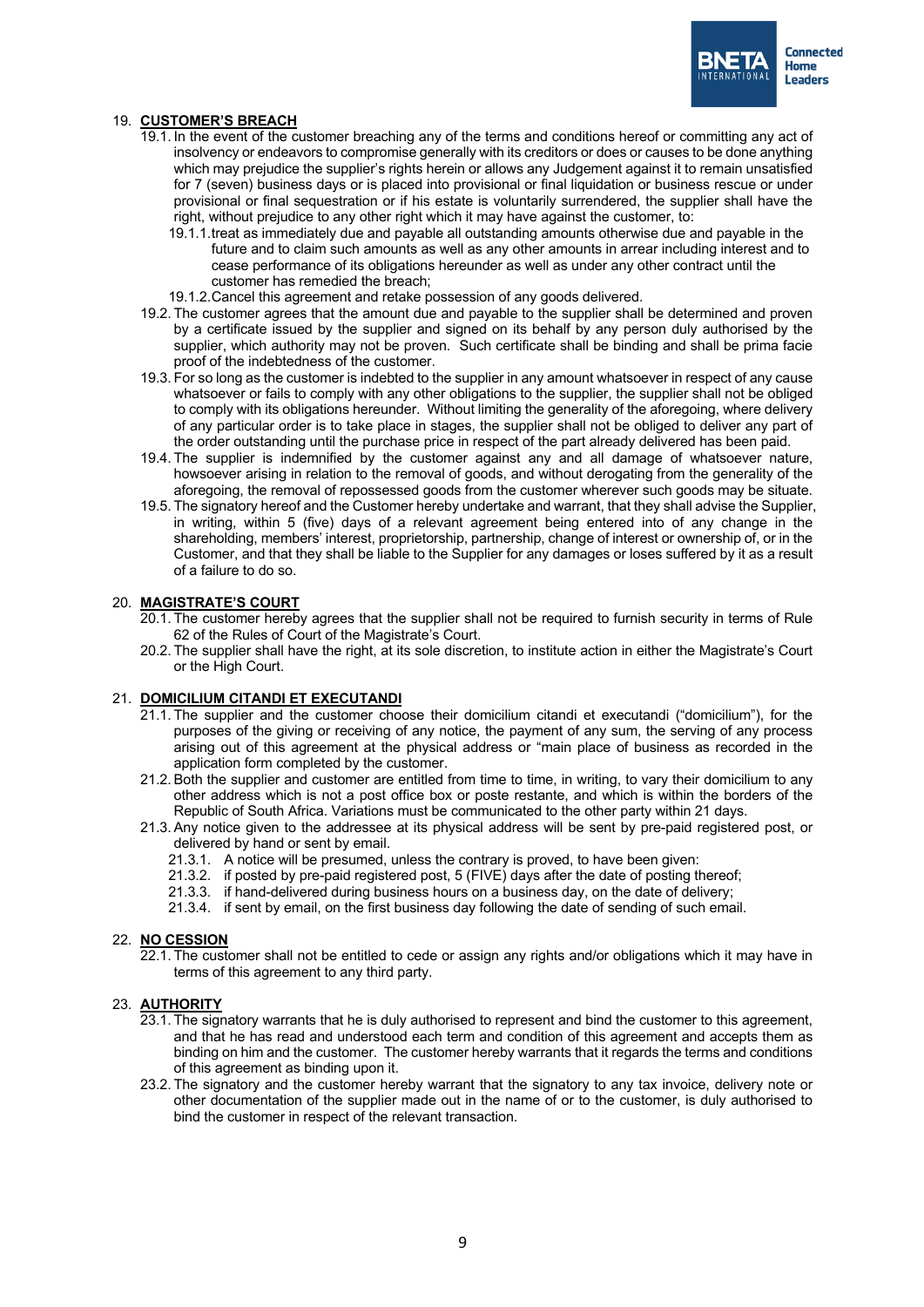## 19. CUSTOMER'S BREACH

19.1. In the event of the customer breaching any of the terms and conditions hereof or committing any act of insolvency or endeavors to compromise generally with its creditors or does or causes to be done anything which may prejudice the supplier's rights herein or allows any Judgement against it to remain unsatisfied for 7 (seven) business days or is placed into provisional or final liquidation or business rescue or under provisional or final sequestration or if his estate is voluntarily surrendered, the supplier shall have the right, without prejudice to any other right which it may have against the customer, to:

19.1.1. treat as immediately due and payable all outstanding amounts otherwise due and payable in the future and to claim such amounts as well as any other amounts in arrear including interest and to cease performance of its obligations hereunder as well as under any other contract until the customer has remedied the breach;

19.1.2. Cancel this agreement and retake possession of any goods delivered.

19.2. The customer agrees that the amount due and payable to the supplier shall be determined and proven by a certificate issued by the supplier and signed on its behalf by any person duly authorised by the supplier, which authority may not be proven. Such certificate shall be binding and shall be prima facie proof of the indebtedness of the customer.

19.3. For so long as the customer is indebted to the supplier in any amount whatsoever in respect of any cause whatsoever or fails to comply with any other obligations to the supplier, the supplier shall not be obliged to comply with its obligations hereunder. Without limiting the generality of the aforegoing, where delivery of any particular order is to take place in stages, the supplier shall not be obliged to deliver any part of the order outstanding until the purchase price in respect of the part already delivered has been paid.

19.4. The supplier is indemnified by the customer against any and all damage of whatsoever nature, howsoever arising in relation to the removal of goods, and without derogating from the generality of the aforegoing, the removal of repossessed goods from the customer wherever such goods may be situate.

19.5. The signatory hereof and the Customer hereby undertake and warrant, that they shall advise the Supplier, in writing, within 5 (five) days of a relevant agreement being entered into of any change in the shareholding, members' interest, proprietorship, partnership, change of interest or ownership of, or in the Customer, and that they shall be liable to the Supplier for any damages or loses suffered by it as a result of a failure to do so.

## 20. MAGISTRATE'S COURT

20.1. The customer hereby agrees that the supplier shall not be required to furnish security in terms of Rule 62 of the Rules of Court of the Magistrate's Court.

20.2. The supplier shall have the right, at its sole discretion, to institute action in either the Magistrate's Court or the High Court.

## 21. DOMICILIUM CITANDI ET EXECUTANDI

21.1. The supplier and the customer choose their domicilium citandi et executandi ("domicilium"), for the purposes of the giving or receiving of any notice, the payment of any sum, the serving of any process arising out of this agreement at the physical address or "main place of business as recorded in the application form completed by the customer.

21.2. Both the supplier and customer are entitled from time to time, in writing, to vary their domicilium to any other address which is not a post office box or poste restante, and which is within the borders of the Republic of South Africa. Variations must be communicated to the other party within 21 days.

21.3. Any notice given to the addressee at its physical address will be sent by pre-paid registered post, or delivered by hand or sent by email.

21.3.1. A notice will be presumed, unless the contrary is proved, to have been given:

21.3.2. if posted by pre-paid registered post, 5 (FIVE) days after the date of posting thereof;

21.3.3. if hand-delivered during business hours on a business day, on the date of delivery;

21.3.4. if sent by email, on the first business day following the date of sending of such email.

## 22. NO CESSION

22.1. The customer shall not be entitled to cede or assign any rights and/or obligations which it may have in terms of this agreement to any third party.

## 23. AUTHORITY

23.1. The signatory warrants that he is duly authorised to represent and bind the customer to this agreement, and that he has read and understood each term and condition of this agreement and accepts them as binding on him and the customer. The customer hereby warrants that it regards the terms and conditions of this agreement as binding upon it.

23.2. The signatory and the customer hereby warrant that the signatory to any tax invoice, delivery note or other documentation of the supplier made out in the name of or to the customer, is duly authorised to bind the customer in respect of the relevant transaction.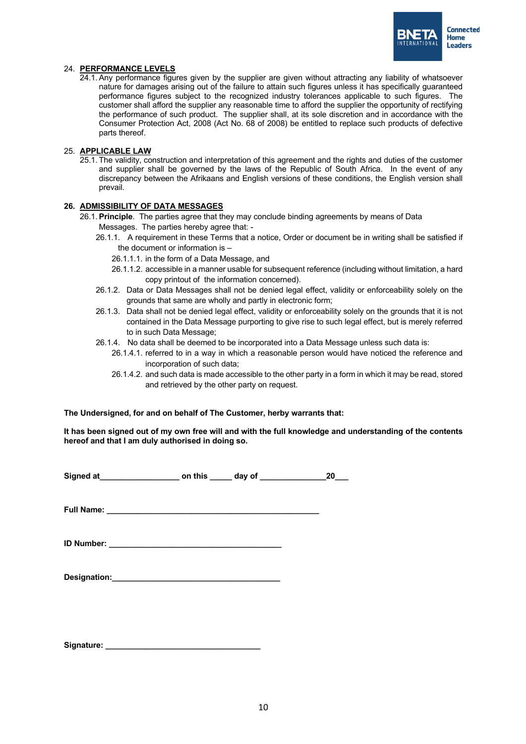24. **PERFORMANCE LEVELS**

24.1. Any performance figures given by the supplier are given without attracting any liability of whatsoever nature for damages arising out of the failure to attain such figures unless it has specifically guaranteed performance figures subject to the recognized industry tolerances applicable to such figures. The customer shall afford the supplier any reasonable time to afford the supplier the opportunity of rectifying the performance of such product. The supplier shall, at its sole discretion and in accordance with the Consumer Protection Act, 2008 (Act No. 68 of 2008) be entitled to replace such products of defective parts thereof.

25. **APPLICABLE LAW**

25.1. The validity, construction and interpretation of this agreement and the rights and duties of the customer and supplier shall be governed by the laws of the Republic of South Africa. In the event of any discrepancy between the Afrikaans and English versions of these conditions, the English version shall prevail.

**26. ADMISSIBILITY OF DATA MESSAGES**

26.1. **Principle**. The parties agree that they may conclude binding agreements by means of Data Messages. The parties hereby agree that: -

26.1.1. A requirement in these Terms that a notice, Order or document be in writing shall be satisfied if the document or information is –

26.1.1.1. in the form of a Data Message, and

26.1.1.2. accessible in a manner usable for subsequent reference (including without limitation, a hard copy printout of the information concerned).

26.1.2. Data or Data Messages shall not be denied legal effect, validity or enforceability solely on the grounds that same are wholly and partly in electronic form;

26.1.3. Data shall not be denied legal effect, validity or enforceability solely on the grounds that it is not contained in the Data Message purporting to give rise to such legal effect, but is merely referred to in such Data Message;

26.1.4. No data shall be deemed to be incorporated into a Data Message unless such data is:

26.1.4.1. referred to in a way in which a reasonable person would have noticed the reference and incorporation of such data;

26.1.4.2. and such data is made accessible to the other party in a form in which it may be read, stored and retrieved by the other party on request.

**The Undersigned, for and on behalf of The Customer, herby warrants that:**

**It has been signed out of my own free will and with the full knowledge and understanding of the contents hereof and that I am duly authorised in doing so.**

**Signed at__________________ on this _____ day of _______________20___**

**Full Name: ________________________________________________**

**ID Number: _______________________________________**

**Designation:______________________________________**

**Signature: ___________________________________**